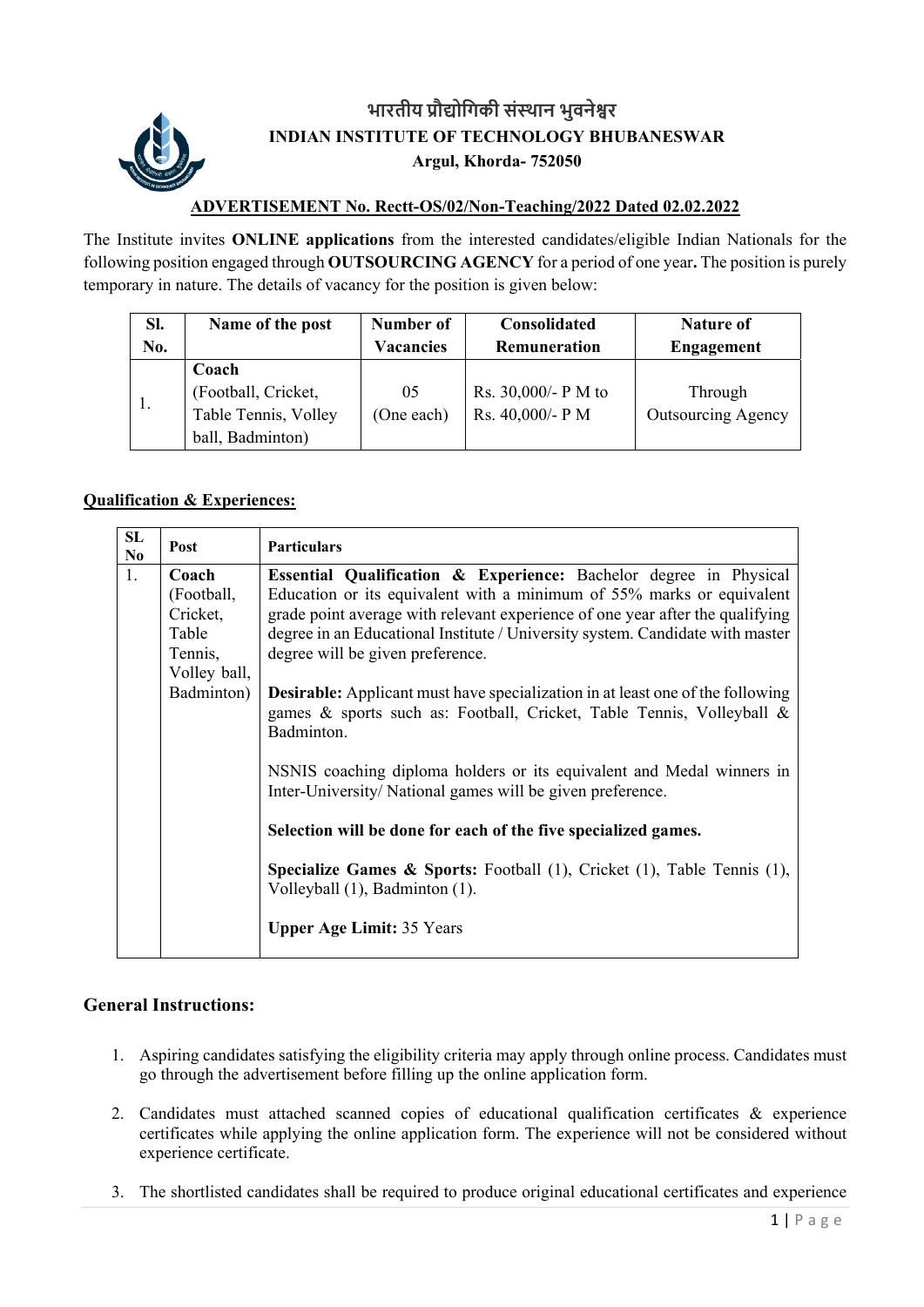# भारतीय प्रौद्योगिकी संस्थान भुवनेश्वर

**INDIAN INSTITUTE OF TECHNOLOGY BHUBANESWAR**

**Argul, Khorda- 752050**

**ADVERTISEMENT No. Rectt-OS/02/Non-Teaching/2022 Dated 02.02.2022**

The Institute invites **ONLINE applications** from the interested candidates/eligible Indian Nationals for the following position engaged through **OUTSOURCING AGENCY** for a period of one year**.** The position is purely temporary in nature. The details of vacancy for the position is given below:

| Sl. No. | Name of the post | Number of Vacancies | Consolidated Remuneration | Nature of Engagement |
|---|---|---|---|---|
| 1. | **Coach** (Football, Cricket, Table Tennis, Volley ball, Badminton) | 05 (One each) | Rs. 30,000/- P M to Rs. 40,000/- P M | Through Outsourcing Agency |

## Qualification & Experiences:

| SL No | Post | Particulars |
|---|---|---|
| 1. | **Coach** (Football, Cricket, Table Tennis, Volley ball, Badminton) | **Essential Qualification & Experience:** Bachelor degree in Physical Education or its equivalent with a minimum of 55% marks or equivalent grade point average with relevant experience of one year after the qualifying degree in an Educational Institute / University system. Candidate with master degree will be given preference.<br><br>**Desirable:** Applicant must have specialization in at least one of the following games & sports such as: Football, Cricket, Table Tennis, Volleyball & Badminton.<br><br>NSNIS coaching diploma holders or its equivalent and Medal winners in Inter-University/ National games will be given preference.<br><br>**Selection will be done for each of the five specialized games.**<br><br>**Specialize Games & Sports:** Football (1), Cricket (1), Table Tennis (1), Volleyball (1), Badminton (1).<br><br>**Upper Age Limit:** 35 Years |

## General Instructions:

1. Aspiring candidates satisfying the eligibility criteria may apply through online process. Candidates must go through the advertisement before filling up the online application form.
2. Candidates must attached scanned copies of educational qualification certificates & experience certificates while applying the online application form. The experience will not be considered without experience certificate.
3. The shortlisted candidates shall be required to produce original educational certificates and experience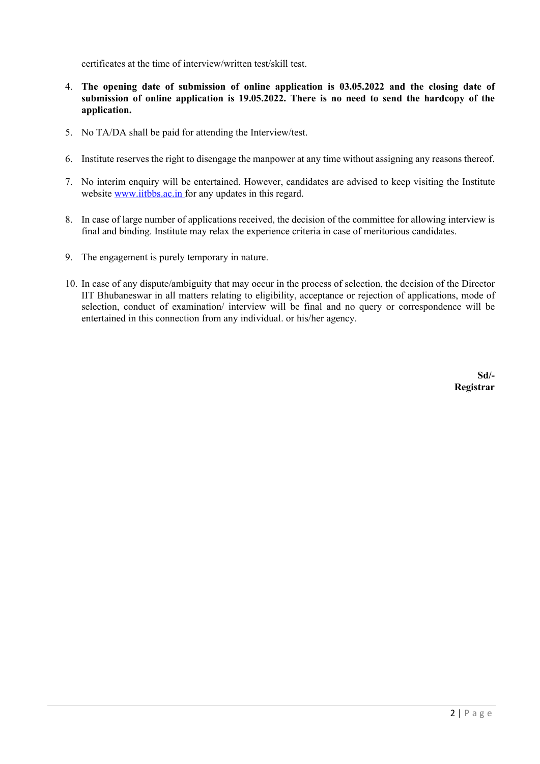certificates at the time of interview/written test/skill test.

4. **The opening date of submission of online application is 03.05.2022 and the closing date of submission of online application is 19.05.2022. There is no need to send the hardcopy of the application.**

5. No TA/DA shall be paid for attending the Interview/test.

6. Institute reserves the right to disengage the manpower at any time without assigning any reasons thereof.

7. No interim enquiry will be entertained. However, candidates are advised to keep visiting the Institute website [www.iitbbs.ac.in](http://www.iitbbs.ac.in) for any updates in this regard.

8. In case of large number of applications received, the decision of the committee for allowing interview is final and binding. Institute may relax the experience criteria in case of meritorious candidates.

9. The engagement is purely temporary in nature.

10. In case of any dispute/ambiguity that may occur in the process of selection, the decision of the Director IIT Bhubaneswar in all matters relating to eligibility, acceptance or rejection of applications, mode of selection, conduct of examination/ interview will be final and no query or correspondence will be entertained in this connection from any individual. or his/her agency.

**Sd/-**
**Registrar**